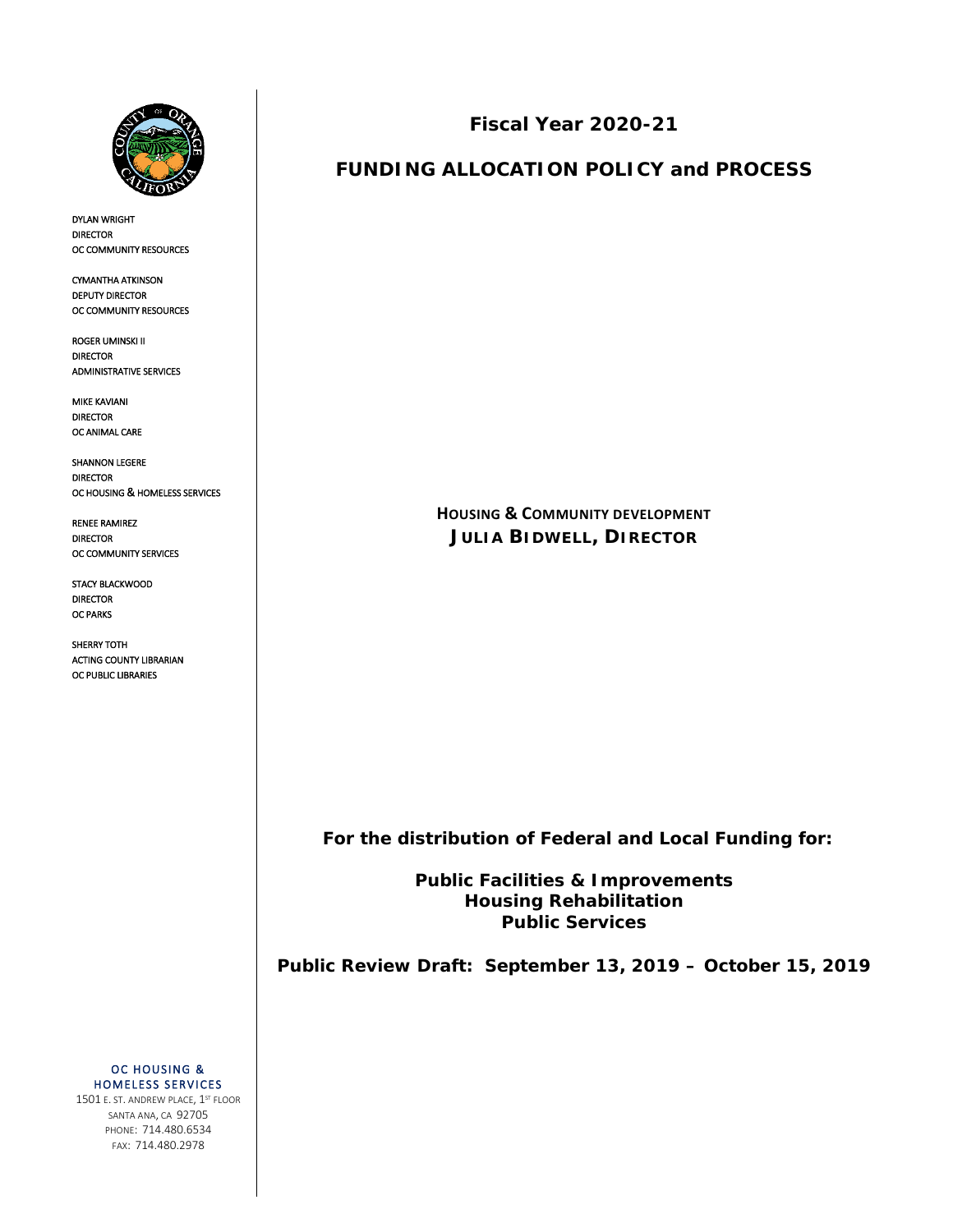DYLAN WRIGHT
DIRECTOR
OC COMMUNITY RESOURCES

CYMANTHA ATKINSON
DEPUTY DIRECTOR
OC COMMUNITY RESOURCES

ROGER UMINSKI II
DIRECTOR
ADMINISTRATIVE SERVICES

MIKE KAVIANI
DIRECTOR
OC ANIMAL CARE

SHANNON LEGERE
DIRECTOR
OC HOUSING & HOMELESS SERVICES

RENEE RAMIREZ
DIRECTOR
OC COMMUNITY SERVICES

STACY BLACKWOOD
DIRECTOR
OC PARKS

SHERRY TOTH
ACTING COUNTY LIBRARIAN
OC PUBLIC LIBRARIES

OC HOUSING & HOMELESS SERVICES
1501 E. ST. ANDREW PLACE, 1ST FLOOR
SANTA ANA, CA 92705
PHONE: 714.480.6534
FAX: 714.480.2978

# Fiscal Year 2020-21

# FUNDING ALLOCATION POLICY and PROCESS

HOUSING & COMMUNITY DEVELOPMENT
**JULIA BIDWELL, DIRECTOR**

**For the distribution of Federal and Local Funding for:**

**Public Facilities & Improvements**
**Housing Rehabilitation**
**Public Services**

**Public Review Draft: September 13, 2019 – October 15, 2019**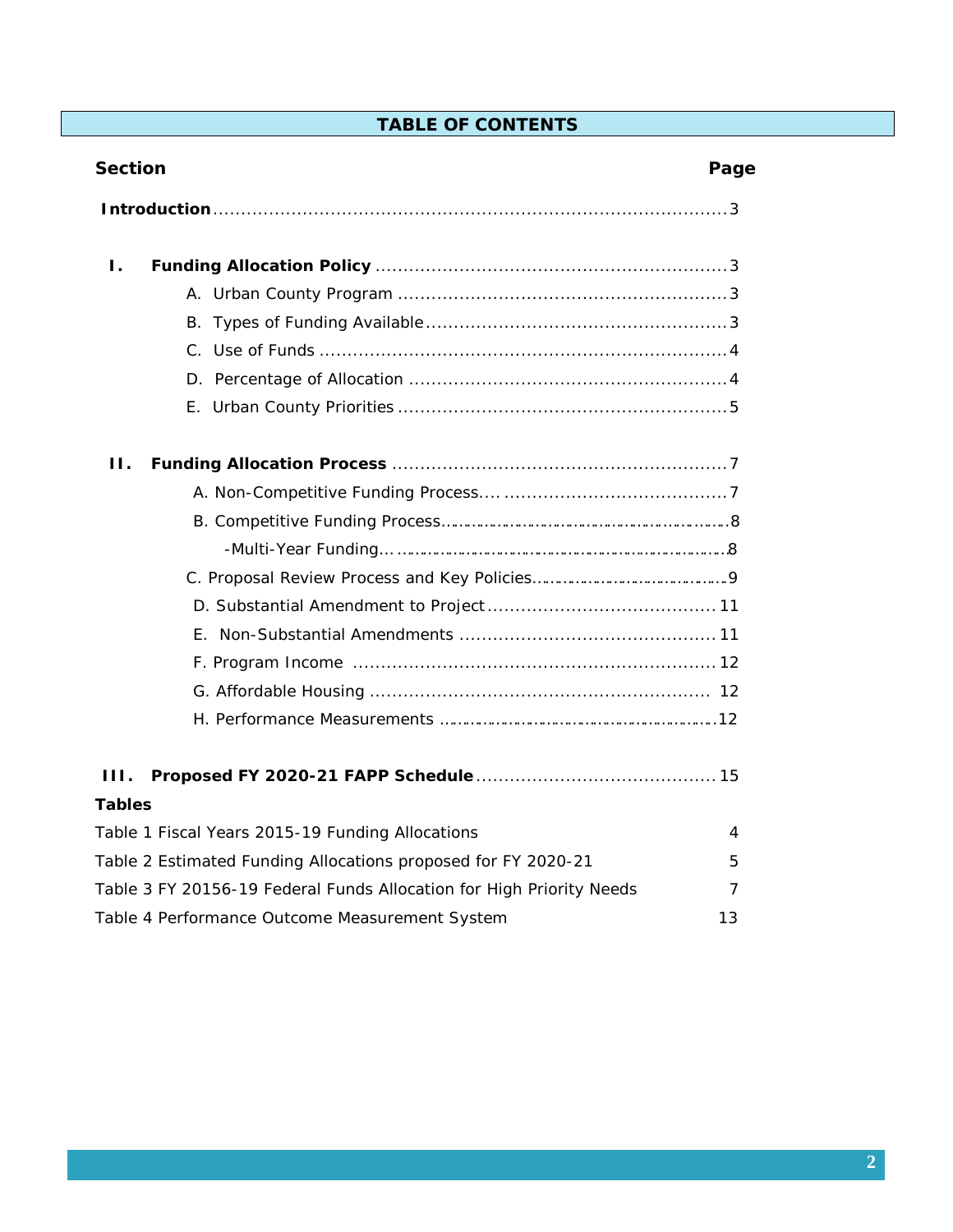## TABLE OF CONTENTS

| Section | Page |
|---|---|
| **Introduction** | 3 |
| **I. Funding Allocation Policy** | 3 |
| A. Urban County Program | 3 |
| B. Types of Funding Available | 3 |
| C. Use of Funds | 4 |
| D. Percentage of Allocation | 4 |
| E. Urban County Priorities | 5 |
| **II. Funding Allocation Process** | 7 |
| A. Non-Competitive Funding Process | 7 |
| B. Competitive Funding Process | 8 |
| -Multi-Year Funding | 8 |
| C. Proposal Review Process and Key Policies | 9 |
| D. Substantial Amendment to Project | 11 |
| E. Non-Substantial Amendments | 11 |
| F. Program Income | 12 |
| G. Affordable Housing | 12 |
| H. Performance Measurements | 12 |
| **III. Proposed FY 2020-21 FAPP Schedule** | 15 |

**Tables**

| Table | Page |
|---|---|
| Table 1 Fiscal Years 2015-19 Funding Allocations | 4 |
| Table 2 Estimated Funding Allocations proposed for FY 2020-21 | 5 |
| Table 3 FY 20156-19 Federal Funds Allocation for High Priority Needs | 7 |
| Table 4 Performance Outcome Measurement System | 13 |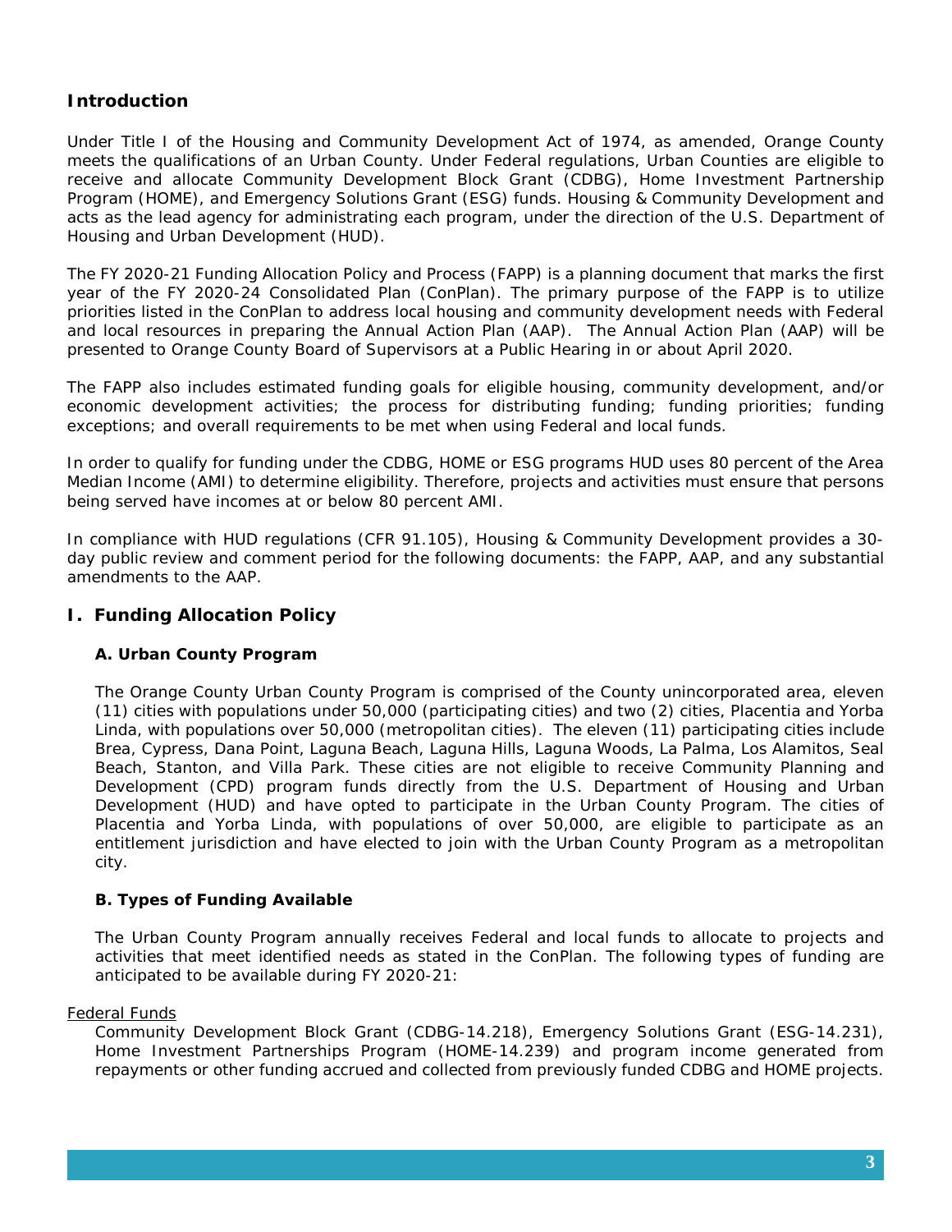## Introduction

Under Title I of the Housing and Community Development Act of 1974, as amended, Orange County meets the qualifications of an Urban County. Under Federal regulations, Urban Counties are eligible to receive and allocate Community Development Block Grant (CDBG), Home Investment Partnership Program (HOME), and Emergency Solutions Grant (ESG) funds. Housing & Community Development and acts as the lead agency for administrating each program, under the direction of the U.S. Department of Housing and Urban Development (HUD).

The FY 2020-21 Funding Allocation Policy and Process (FAPP) is a planning document that marks the first year of the FY 2020-24 Consolidated Plan (ConPlan). The primary purpose of the FAPP is to utilize priorities listed in the ConPlan to address local housing and community development needs with Federal and local resources in preparing the Annual Action Plan (AAP). The Annual Action Plan (AAP) will be presented to Orange County Board of Supervisors at a Public Hearing in or about April 2020.

The FAPP also includes estimated funding goals for eligible housing, community development, and/or economic development activities; the process for distributing funding; funding priorities; funding exceptions; and overall requirements to be met when using Federal and local funds.

In order to qualify for funding under the CDBG, HOME or ESG programs HUD uses 80 percent of the Area Median Income (AMI) to determine eligibility. Therefore, projects and activities must ensure that persons being served have incomes at or below 80 percent AMI.

In compliance with HUD regulations (CFR 91.105), Housing & Community Development provides a 30-day public review and comment period for the following documents: the FAPP, AAP, and any substantial amendments to the AAP.

## I. Funding Allocation Policy

### A. Urban County Program

The Orange County Urban County Program is comprised of the County unincorporated area, eleven (11) cities with populations under 50,000 (participating cities) and two (2) cities, Placentia and Yorba Linda, with populations over 50,000 (metropolitan cities). The eleven (11) participating cities include Brea, Cypress, Dana Point, Laguna Beach, Laguna Hills, Laguna Woods, La Palma, Los Alamitos, Seal Beach, Stanton, and Villa Park. These cities are not eligible to receive Community Planning and Development (CPD) program funds directly from the U.S. Department of Housing and Urban Development (HUD) and have opted to participate in the Urban County Program. The cities of Placentia and Yorba Linda, with populations of over 50,000, are eligible to participate as an entitlement jurisdiction and have elected to join with the Urban County Program as a metropolitan city.

### B. Types of Funding Available

The Urban County Program annually receives Federal and local funds to allocate to projects and activities that meet identified needs as stated in the ConPlan. The following types of funding are anticipated to be available during FY 2020-21:

<u>Federal Funds</u>

Community Development Block Grant (CDBG-14.218), Emergency Solutions Grant (ESG-14.231), Home Investment Partnerships Program (HOME-14.239) and program income generated from repayments or other funding accrued and collected from previously funded CDBG and HOME projects.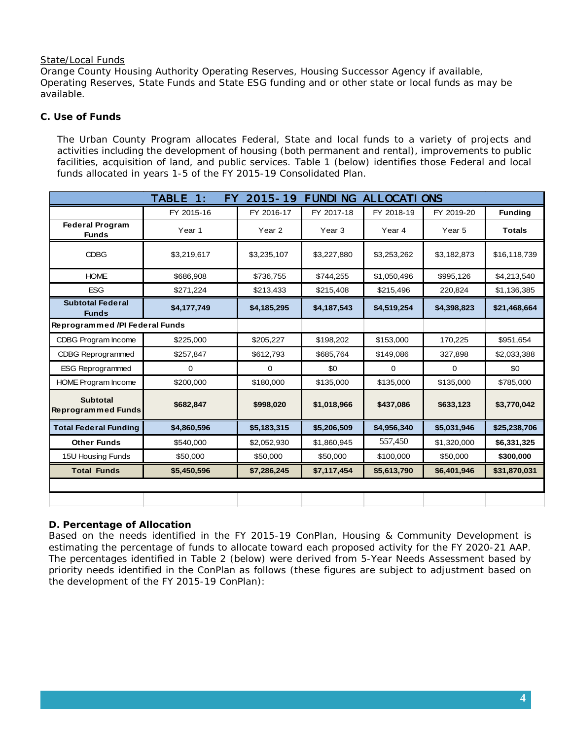State/Local Funds

Orange County Housing Authority Operating Reserves, Housing Successor Agency if available, Operating Reserves, State Funds and State ESG funding and or other state or local funds as may be available.

### C. Use of Funds

The Urban County Program allocates Federal, State and local funds to a variety of projects and activities including the development of housing (both permanent and rental), improvements to public facilities, acquisition of land, and public services. Table 1 (below) identifies those Federal and local funds allocated in years 1-5 of the FY 2015-19 Consolidated Plan.

| TABLE 1: FY 2015-19 FUNDING ALLOCATIONS | | | | | | |
|---|---|---|---|---|---|---|
| | FY 2015-16 | FY 2016-17 | FY 2017-18 | FY 2018-19 | FY 2019-20 | Funding |
| **Federal Program Funds** | Year 1 | Year 2 | Year 3 | Year 4 | Year 5 | **Totals** |
| CDBG | $3,219,617 | $3,235,107 | $3,227,880 | $3,253,262 | $3,182,873 | $16,118,739 |
| HOME | $686,908 | $736,755 | $744,255 | $1,050,496 | $995,126 | $4,213,540 |
| ESG | $271,224 | $213,433 | $215,408 | $215,496 | 220,824 | $1,136,385 |
| **Subtotal Federal Funds** | **$4,177,749** | **$4,185,295** | **$4,187,543** | **$4,519,254** | **$4,398,823** | **$21,468,664** |
| **Reprogrammed /PI Federal Funds** | | | | | | |
| CDBG Program Income | $225,000 | $205,227 | $198,202 | $153,000 | 170,225 | $951,654 |
| CDBG Reprogrammed | $257,847 | $612,793 | $685,764 | $149,086 | 327,898 | $2,033,388 |
| ESG Reprogrammed | 0 | 0 | $0 | 0 | 0 | $0 |
| HOME Program Income | $200,000 | $180,000 | $135,000 | $135,000 | $135,000 | $785,000 |
| **Subtotal Reprogrammed Funds** | **$682,847** | **$998,020** | **$1,018,966** | **$437,086** | **$633,123** | **$3,770,042** |
| **Total Federal Funding** | **$4,860,596** | **$5,183,315** | **$5,206,509** | **$4,956,340** | **$5,031,946** | **$25,238,706** |
| **Other Funds** | $540,000 | $2,052,930 | $1,860,945 | 557,450 | $1,320,000 | **$6,331,325** |
| 15U Housing Funds | $50,000 | $50,000 | $50,000 | $100,000 | $50,000 | **$300,000** |
| **Total Funds** | **$5,450,596** | **$7,286,245** | **$7,117,454** | **$5,613,790** | **$6,401,946** | **$31,870,031** |

### D. Percentage of Allocation

Based on the needs identified in the FY 2015-19 ConPlan, Housing & Community Development is estimating the percentage of funds to allocate toward each proposed activity for the FY 2020-21 AAP. The percentages identified in Table 2 (below) were derived from 5-Year Needs Assessment based by priority needs identified in the ConPlan as follows (these figures are subject to adjustment based on the development of the FY 2015-19 ConPlan):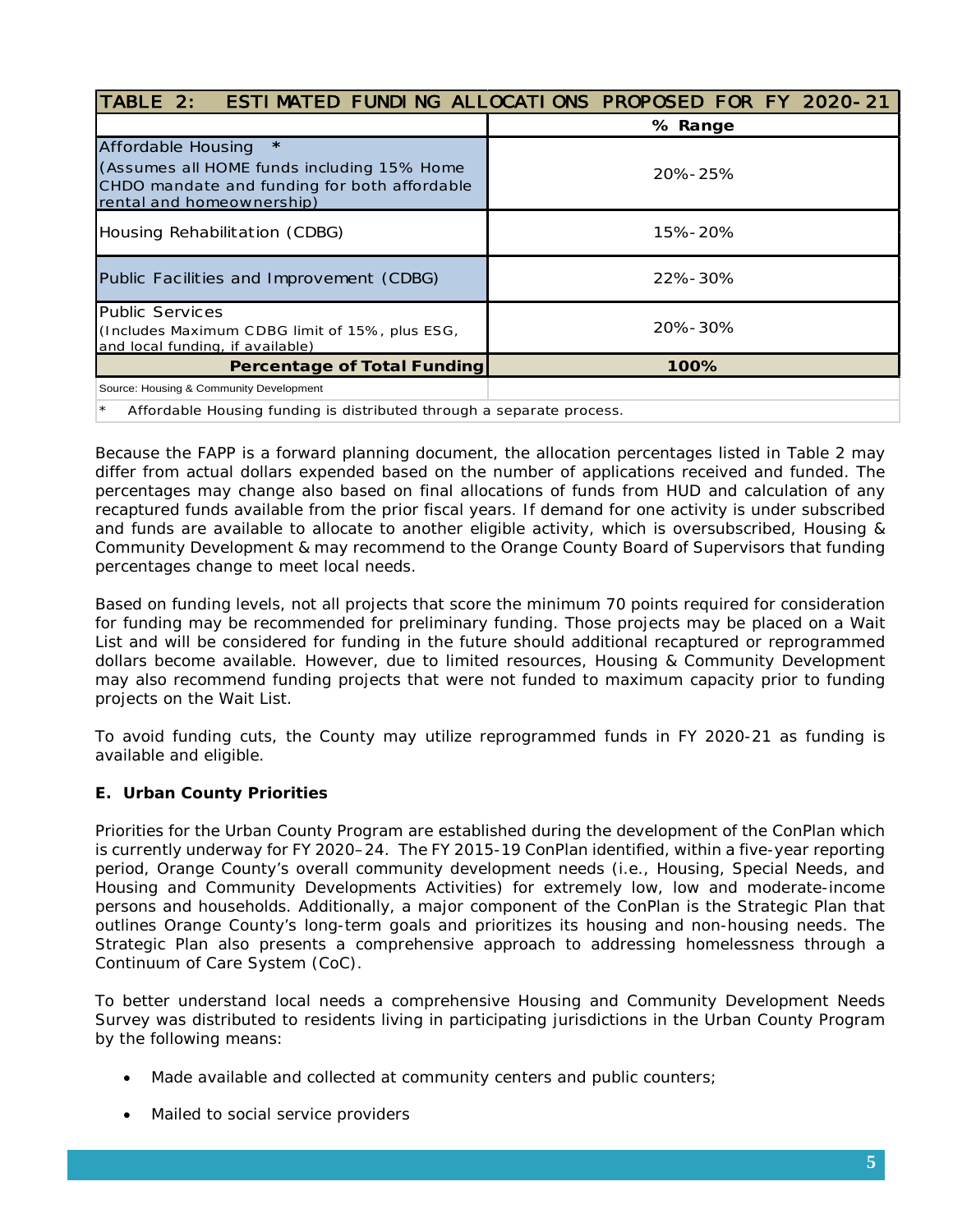| TABLE 2: ESTIMATED FUNDING ALLOCATIONS PROPOSED FOR FY 2020-21 | |
|---|---|
| | **% Range** |
| Affordable Housing * (Assumes all HOME funds including 15% Home CHDO mandate and funding for both affordable rental and homeownership) | 20%-25% |
| Housing Rehabilitation (CDBG) | 15%-20% |
| Public Facilities and Improvement (CDBG) | 22%-30% |
| Public Services (Includes Maximum CDBG limit of 15%, plus ESG, and local funding, if available) | 20%-30% |
| **Percentage of Total Funding** | **100%** |
| Source: Housing & Community Development | |

\* Affordable Housing funding is distributed through a separate process.

Because the FAPP is a forward planning document, the allocation percentages listed in Table 2 may differ from actual dollars expended based on the number of applications received and funded. The percentages may change also based on final allocations of funds from HUD and calculation of any recaptured funds available from the prior fiscal years. If demand for one activity is under subscribed and funds are available to allocate to another eligible activity, which is oversubscribed, Housing & Community Development & may recommend to the Orange County Board of Supervisors that funding percentages change to meet local needs.

Based on funding levels, not all projects that score the minimum 70 points required for consideration for funding may be recommended for preliminary funding. Those projects may be placed on a Wait List and will be considered for funding in the future should additional recaptured or reprogrammed dollars become available. However, due to limited resources, Housing & Community Development may also recommend funding projects that were not funded to maximum capacity prior to funding projects on the Wait List.

To avoid funding cuts, the County may utilize reprogrammed funds in FY 2020-21 as funding is available and eligible.

**E. Urban County Priorities**

Priorities for the Urban County Program are established during the development of the ConPlan which is currently underway for FY 2020–24. The FY 2015-19 ConPlan identified, within a five-year reporting period, Orange County's overall community development needs (i.e., Housing, Special Needs, and Housing and Community Developments Activities) for extremely low, low and moderate-income persons and households. Additionally, a major component of the ConPlan is the Strategic Plan that outlines Orange County's long-term goals and prioritizes its housing and non-housing needs. The Strategic Plan also presents a comprehensive approach to addressing homelessness through a Continuum of Care System (CoC).

To better understand local needs a comprehensive Housing and Community Development Needs Survey was distributed to residents living in participating jurisdictions in the Urban County Program by the following means:

- Made available and collected at community centers and public counters;
- Mailed to social service providers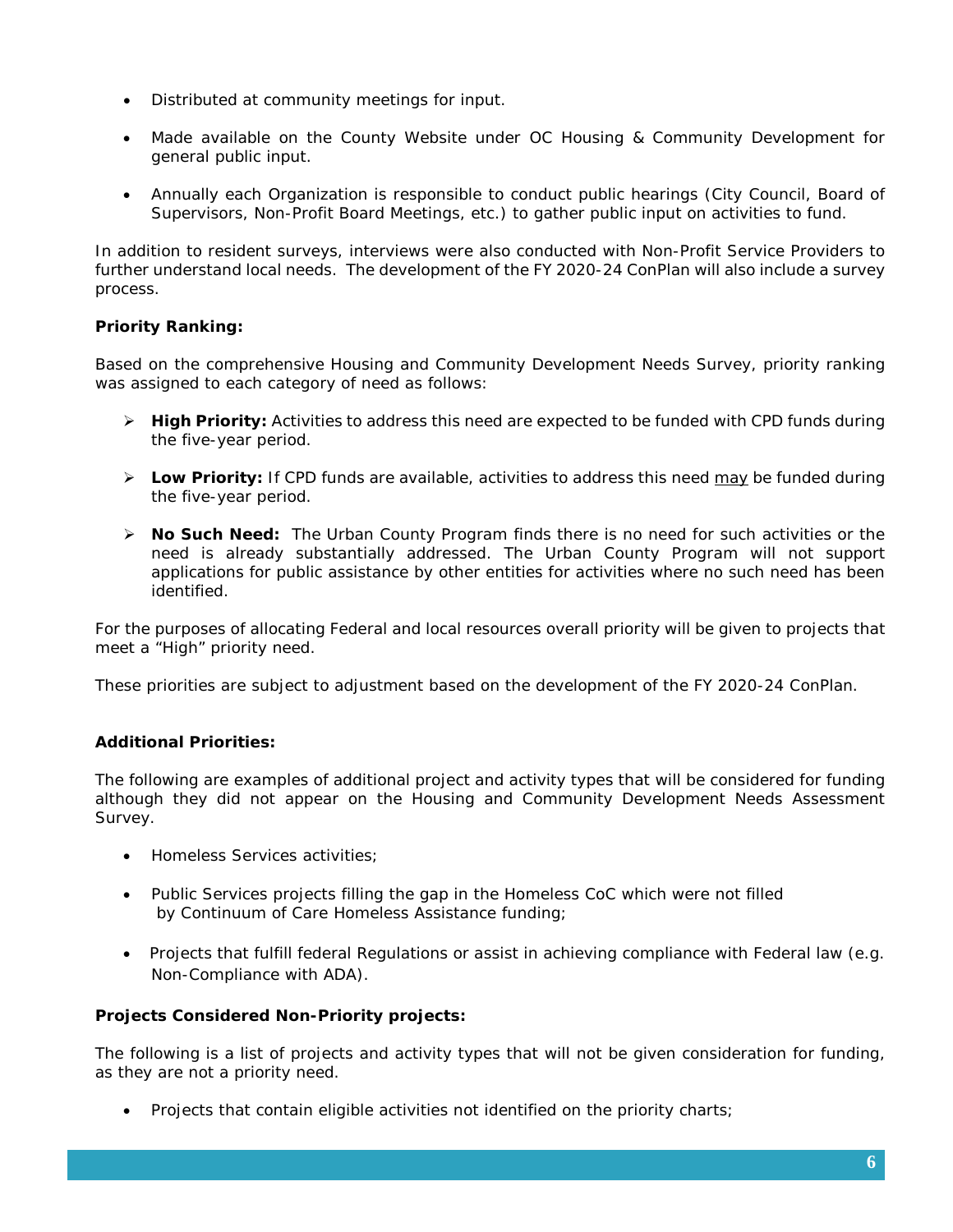- Distributed at community meetings for input.
- Made available on the County Website under OC Housing & Community Development for general public input.
- Annually each Organization is responsible to conduct public hearings (City Council, Board of Supervisors, Non-Profit Board Meetings, etc.) to gather public input on activities to fund.

In addition to resident surveys, interviews were also conducted with Non-Profit Service Providers to further understand local needs. The development of the FY 2020-24 ConPlan will also include a survey process.

**Priority Ranking:**

Based on the comprehensive Housing and Community Development Needs Survey, priority ranking was assigned to each category of need as follows:

- **High Priority:** Activities to address this need are expected to be funded with CPD funds during the five-year period.
- **Low Priority:** If CPD funds are available, activities to address this need <u>may</u> be funded during the five-year period.
- **No Such Need:** The Urban County Program finds there is no need for such activities or the need is already substantially addressed. The Urban County Program will not support applications for public assistance by other entities for activities where no such need has been identified.

For the purposes of allocating Federal and local resources overall priority will be given to projects that meet a "High" priority need.

These priorities are subject to adjustment based on the development of the FY 2020-24 ConPlan.

**Additional Priorities:**

The following are examples of additional project and activity types that will be considered for funding although they did not appear on the Housing and Community Development Needs Assessment Survey.

- Homeless Services activities;
- Public Services projects filling the gap in the Homeless CoC which were not filled by Continuum of Care Homeless Assistance funding;
- Projects that fulfill federal Regulations or assist in achieving compliance with Federal law (e.g. Non-Compliance with ADA).

**Projects Considered Non-Priority projects:**

The following is a list of projects and activity types that will not be given consideration for funding, as they are not a priority need.

- Projects that contain eligible activities not identified on the priority charts;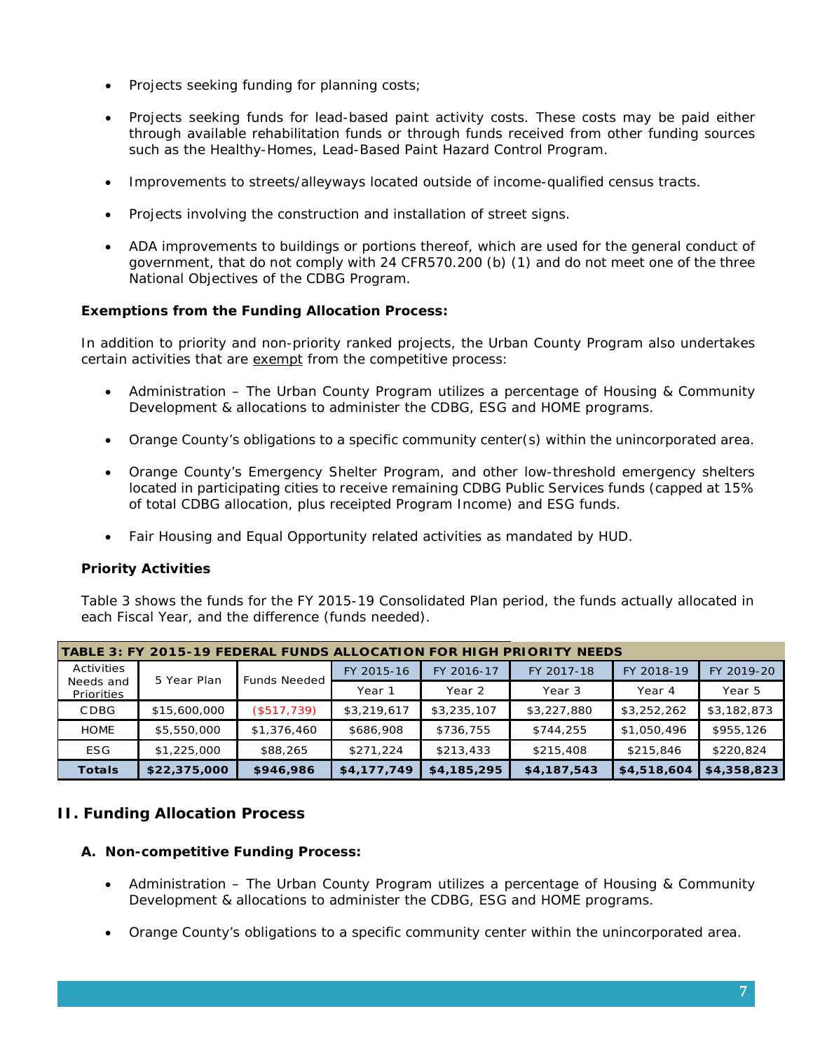- Projects seeking funding for planning costs;

- Projects seeking funds for lead-based paint activity costs. These costs may be paid either through available rehabilitation funds or through funds received from other funding sources such as the Healthy-Homes, Lead-Based Paint Hazard Control Program.

- Improvements to streets/alleyways located outside of income-qualified census tracts.

- Projects involving the construction and installation of street signs.

- ADA improvements to buildings or portions thereof, which are used for the general conduct of government, that do not comply with 24 CFR570.200 (b) (1) and do not meet one of the three National Objectives of the CDBG Program.

**Exemptions from the Funding Allocation Process:**

In addition to priority and non-priority ranked projects, the Urban County Program also undertakes certain activities that are exempt from the competitive process:

- Administration – The Urban County Program utilizes a percentage of Housing & Community Development & allocations to administer the CDBG, ESG and HOME programs.

- Orange County's obligations to a specific community center(s) within the unincorporated area.

- Orange County's Emergency Shelter Program, and other low-threshold emergency shelters located in participating cities to receive remaining CDBG Public Services funds (capped at 15% of total CDBG allocation, plus receipted Program Income) and ESG funds.

- Fair Housing and Equal Opportunity related activities as mandated by HUD.

**Priority Activities**

Table 3 shows the funds for the FY 2015-19 Consolidated Plan period, the funds actually allocated in each Fiscal Year, and the difference (funds needed).

**TABLE 3: FY 2015-19 FEDERAL FUNDS ALLOCATION FOR HIGH PRIORITY NEEDS**

| Activities Needs and Priorities | 5 Year Plan | Funds Needed | FY 2015-16 | FY 2016-17 | FY 2017-18 | FY 2018-19 | FY 2019-20 |
|---|---|---|---|---|---|---|---|
| | | | Year 1 | Year 2 | Year 3 | Year 4 | Year 5 |
| CDBG | $15,600,000 | ($517,739) | $3,219,617 | $3,235,107 | $3,227,880 | $3,252,262 | $3,182,873 |
| HOME | $5,550,000 | $1,376,460 | $686,908 | $736,755 | $744,255 | $1,050,496 | $955,126 |
| ESG | $1,225,000 | $88,265 | $271,224 | $213,433 | $215,408 | $215,846 | $220,824 |
| **Totals** | **$22,375,000** | **$946,986** | **$4,177,749** | **$4,185,295** | **$4,187,543** | **$4,518,604** | **$4,358,823** |

## II. Funding Allocation Process

### A. Non-competitive Funding Process:

- Administration – The Urban County Program utilizes a percentage of Housing & Community Development & allocations to administer the CDBG, ESG and HOME programs.

- Orange County's obligations to a specific community center within the unincorporated area.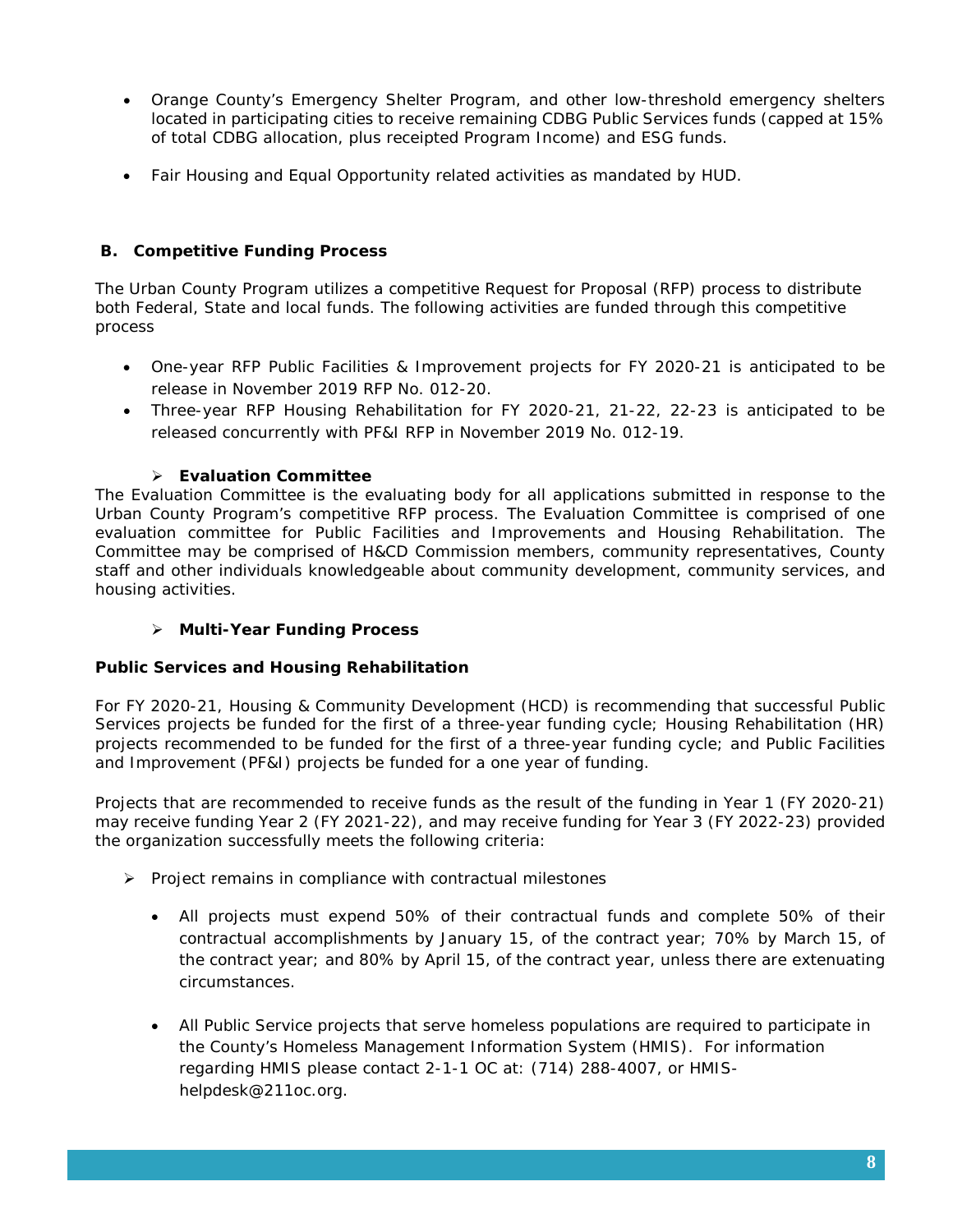- Orange County's Emergency Shelter Program, and other low-threshold emergency shelters located in participating cities to receive remaining CDBG Public Services funds (capped at 15% of total CDBG allocation, plus receipted Program Income) and ESG funds.

- Fair Housing and Equal Opportunity related activities as mandated by HUD.

### B. Competitive Funding Process

The Urban County Program utilizes a competitive Request for Proposal (RFP) process to distribute both Federal, State and local funds. The following activities are funded through this competitive process

- One-year RFP Public Facilities & Improvement projects for FY 2020-21 is anticipated to be release in November 2019 RFP No. 012-20.
- Three-year RFP Housing Rehabilitation for FY 2020-21, 21-22, 22-23 is anticipated to be released concurrently with PF&I RFP in November 2019 No. 012-19.

➢ **Evaluation Committee**

The Evaluation Committee is the evaluating body for all applications submitted in response to the Urban County Program's competitive RFP process. The Evaluation Committee is comprised of one evaluation committee for Public Facilities and Improvements and Housing Rehabilitation. The Committee may be comprised of H&CD Commission members, community representatives, County staff and other individuals knowledgeable about community development, community services, and housing activities.

➢ **Multi-Year Funding Process**

**Public Services and Housing Rehabilitation**

For FY 2020-21, Housing & Community Development (HCD) is recommending that successful Public Services projects be funded for the first of a three-year funding cycle; Housing Rehabilitation (HR) projects recommended to be funded for the first of a three-year funding cycle; and Public Facilities and Improvement (PF&I) projects be funded for a one year of funding.

Projects that are recommended to receive funds as the result of the funding in Year 1 (FY 2020-21) may receive funding Year 2 (FY 2021-22), and may receive funding for Year 3 (FY 2022-23) provided the organization successfully meets the following criteria:

- ➢ Project remains in compliance with contractual milestones

  - All projects must expend 50% of their contractual funds and complete 50% of their contractual accomplishments by January 15, of the contract year; 70% by March 15, of the contract year; and 80% by April 15, of the contract year, unless there are extenuating circumstances.

  - All Public Service projects that serve homeless populations are required to participate in the County's Homeless Management Information System (HMIS). For information regarding HMIS please contact 2-1-1 OC at: (714) 288-4007, or HMIS-helpdesk@211oc.org.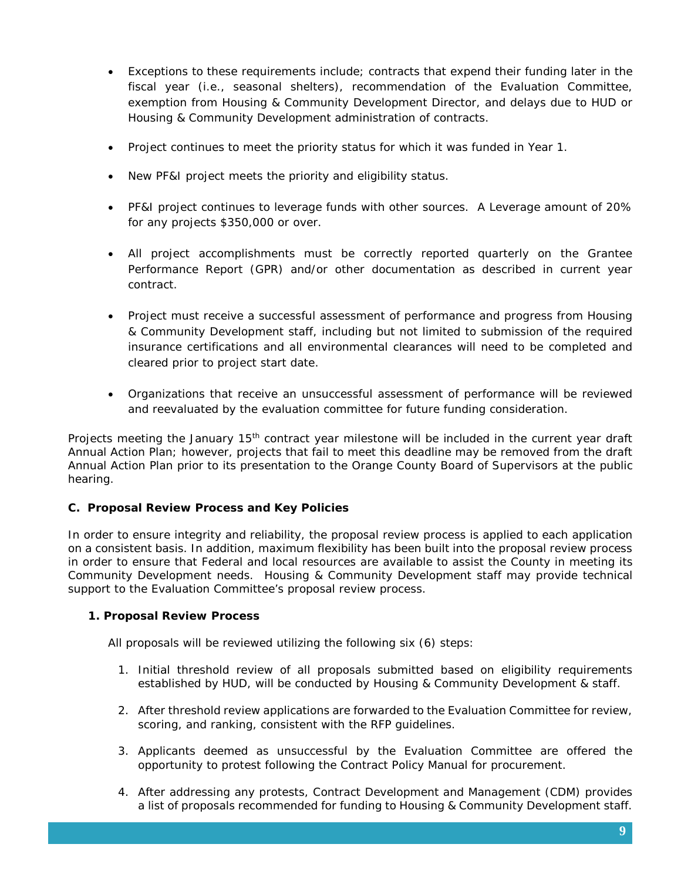- Exceptions to these requirements include; contracts that expend their funding later in the fiscal year (i.e., seasonal shelters), recommendation of the Evaluation Committee, exemption from Housing & Community Development Director, and delays due to HUD or Housing & Community Development administration of contracts.

- Project continues to meet the priority status for which it was funded in Year 1.

- New PF&I project meets the priority and eligibility status.

- PF&I project continues to leverage funds with other sources. A Leverage amount of 20% for any projects $350,000 or over.

- All project accomplishments must be correctly reported quarterly on the Grantee Performance Report (GPR) and/or other documentation as described in current year contract.

- Project must receive a successful assessment of performance and progress from Housing & Community Development staff, including but not limited to submission of the required insurance certifications and all environmental clearances will need to be completed and cleared prior to project start date.

- Organizations that receive an unsuccessful assessment of performance will be reviewed and reevaluated by the evaluation committee for future funding consideration.

Projects meeting the January 15th contract year milestone will be included in the current year draft Annual Action Plan; however, projects that fail to meet this deadline may be removed from the draft Annual Action Plan prior to its presentation to the Orange County Board of Supervisors at the public hearing.

**C. Proposal Review Process and Key Policies**

In order to ensure integrity and reliability, the proposal review process is applied to each application on a consistent basis. In addition, maximum flexibility has been built into the proposal review process in order to ensure that Federal and local resources are available to assist the County in meeting its Community Development needs. Housing & Community Development staff may provide technical support to the Evaluation Committee's proposal review process.

**1. Proposal Review Process**

All proposals will be reviewed utilizing the following six (6) steps:

1. Initial threshold review of all proposals submitted based on eligibility requirements established by HUD, will be conducted by Housing & Community Development & staff.
2. After threshold review applications are forwarded to the Evaluation Committee for review, scoring, and ranking, consistent with the RFP guidelines.
3. Applicants deemed as unsuccessful by the Evaluation Committee are offered the opportunity to protest following the Contract Policy Manual for procurement.
4. After addressing any protests, Contract Development and Management (CDM) provides a list of proposals recommended for funding to Housing & Community Development staff.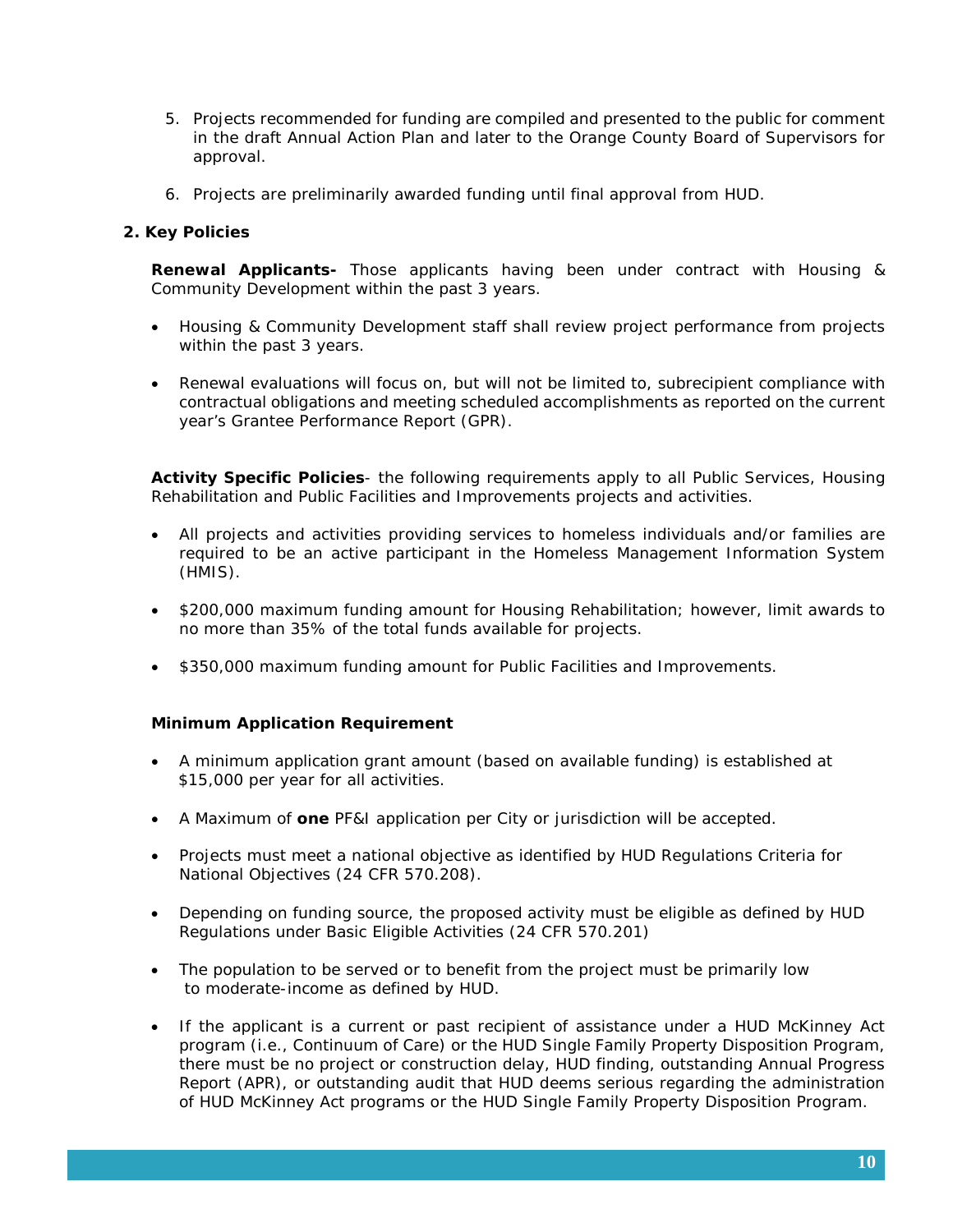5. Projects recommended for funding are compiled and presented to the public for comment in the draft Annual Action Plan and later to the Orange County Board of Supervisors for approval.

6. Projects are preliminarily awarded funding until final approval from HUD.

## 2. Key Policies

**Renewal Applicants-** Those applicants having been under contract with Housing & Community Development within the past 3 years.

- Housing & Community Development staff shall review project performance from projects within the past 3 years.

- Renewal evaluations will focus on, but will not be limited to, subrecipient compliance with contractual obligations and meeting scheduled accomplishments as reported on the current year's Grantee Performance Report (GPR).

**Activity Specific Policies**- the following requirements apply to all Public Services, Housing Rehabilitation and Public Facilities and Improvements projects and activities.

- All projects and activities providing services to homeless individuals and/or families are required to be an active participant in the Homeless Management Information System (HMIS).

- $200,000 maximum funding amount for Housing Rehabilitation; however, limit awards to no more than 35% of the total funds available for projects.

- $350,000 maximum funding amount for Public Facilities and Improvements.

**Minimum Application Requirement**

- A minimum application grant amount (based on available funding) is established at $15,000 per year for all activities.

- A Maximum of **one** PF&I application per City or jurisdiction will be accepted.

- Projects must meet a national objective as identified by HUD Regulations Criteria for National Objectives (24 CFR 570.208).

- Depending on funding source, the proposed activity must be eligible as defined by HUD Regulations under Basic Eligible Activities (24 CFR 570.201)

- The population to be served or to benefit from the project must be primarily low to moderate-income as defined by HUD.

- If the applicant is a current or past recipient of assistance under a HUD McKinney Act program (i.e., Continuum of Care) or the HUD Single Family Property Disposition Program, there must be no project or construction delay, HUD finding, outstanding Annual Progress Report (APR), or outstanding audit that HUD deems serious regarding the administration of HUD McKinney Act programs or the HUD Single Family Property Disposition Program.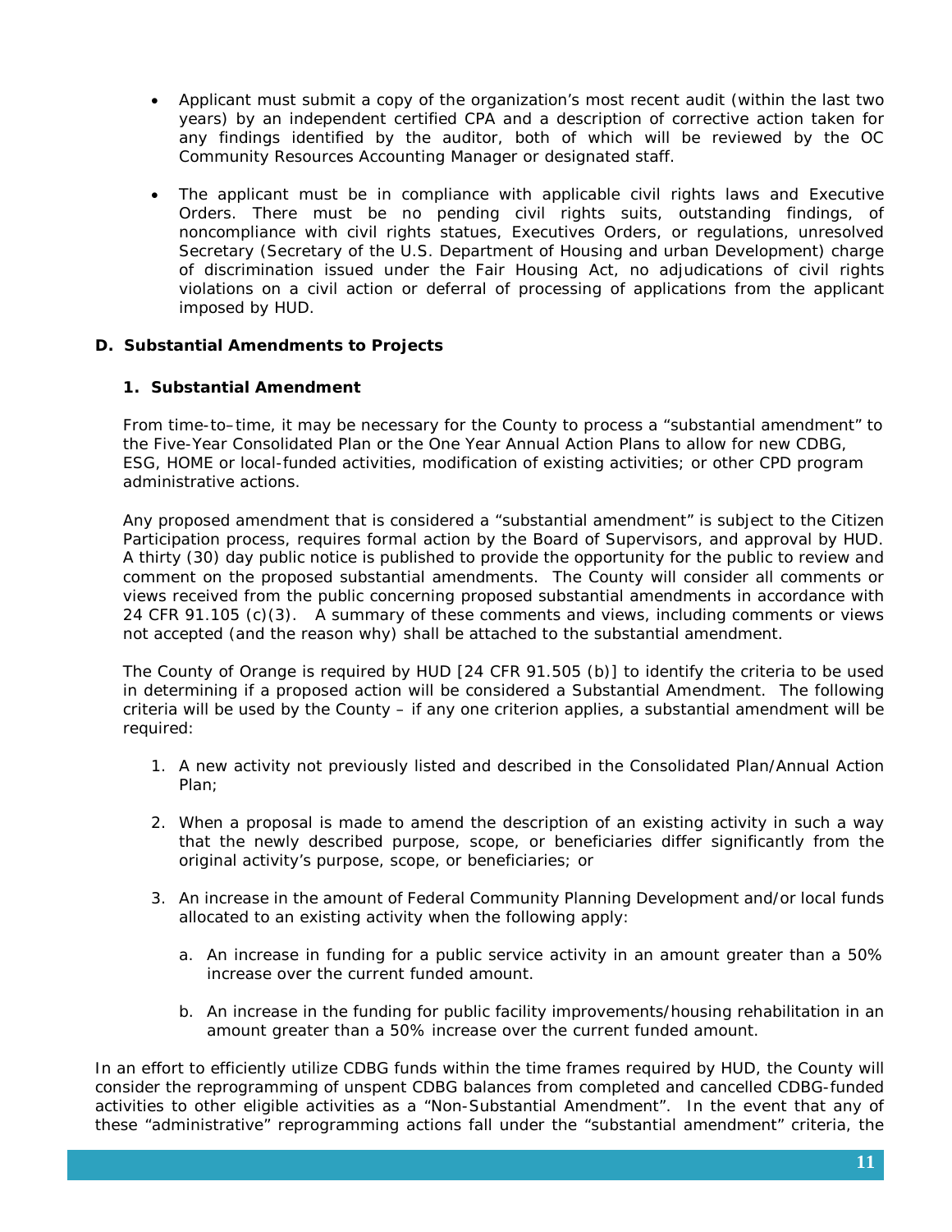- Applicant must submit a copy of the organization's most recent audit (within the last two years) by an independent certified CPA and a description of corrective action taken for any findings identified by the auditor, both of which will be reviewed by the OC Community Resources Accounting Manager or designated staff.

- The applicant must be in compliance with applicable civil rights laws and Executive Orders. There must be no pending civil rights suits, outstanding findings, of noncompliance with civil rights statues, Executives Orders, or regulations, unresolved Secretary (Secretary of the U.S. Department of Housing and urban Development) charge of discrimination issued under the Fair Housing Act, no adjudications of civil rights violations on a civil action or deferral of processing of applications from the applicant imposed by HUD.

**D. Substantial Amendments to Projects**

**1. Substantial Amendment**

From time-to–time, it may be necessary for the County to process a "substantial amendment" to the Five-Year Consolidated Plan or the One Year Annual Action Plans to allow for new CDBG, ESG, HOME or local-funded activities, modification of existing activities; or other CPD program administrative actions.

Any proposed amendment that is considered a "substantial amendment" is subject to the Citizen Participation process, requires formal action by the Board of Supervisors, and approval by HUD. A thirty (30) day public notice is published to provide the opportunity for the public to review and comment on the proposed substantial amendments. The County will consider all comments or views received from the public concerning proposed substantial amendments in accordance with 24 CFR 91.105 (c)(3). A summary of these comments and views, including comments or views not accepted (and the reason why) shall be attached to the substantial amendment.

The County of Orange is required by HUD [24 CFR 91.505 (b)] to identify the criteria to be used in determining if a proposed action will be considered a Substantial Amendment. The following criteria will be used by the County – if any one criterion applies, a substantial amendment will be required:

1. A new activity not previously listed and described in the Consolidated Plan/Annual Action Plan;

2. When a proposal is made to amend the description of an existing activity in such a way that the newly described purpose, scope, or beneficiaries differ significantly from the original activity's purpose, scope, or beneficiaries; or

3. An increase in the amount of Federal Community Planning Development and/or local funds allocated to an existing activity when the following apply:

   a. An increase in funding for a public service activity in an amount greater than a 50% increase over the current funded amount.

   b. An increase in the funding for public facility improvements/housing rehabilitation in an amount greater than a 50% increase over the current funded amount.

In an effort to efficiently utilize CDBG funds within the time frames required by HUD, the County will consider the reprogramming of unspent CDBG balances from completed and cancelled CDBG-funded activities to other eligible activities as a "Non-Substantial Amendment". In the event that any of these "administrative" reprogramming actions fall under the "substantial amendment" criteria, the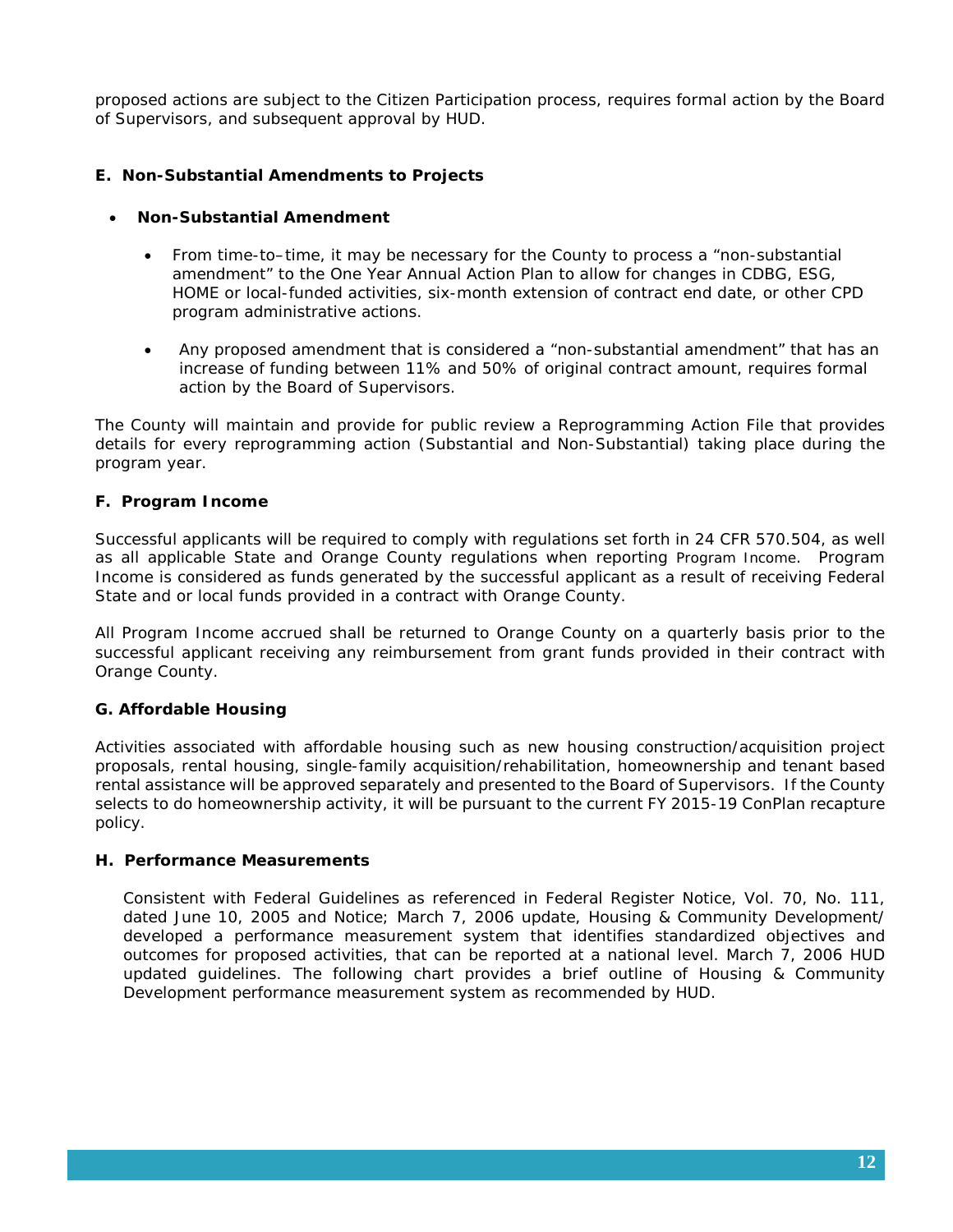proposed actions are subject to the Citizen Participation process, requires formal action by the Board of Supervisors, and subsequent approval by HUD.

### E. Non-Substantial Amendments to Projects

- **Non-Substantial Amendment**
  - From time-to–time, it may be necessary for the County to process a "non-substantial amendment" to the One Year Annual Action Plan to allow for changes in CDBG, ESG, HOME or local-funded activities, six-month extension of contract end date, or other CPD program administrative actions.
  - Any proposed amendment that is considered a "non-substantial amendment" that has an increase of funding between 11% and 50% of original contract amount, requires formal action by the Board of Supervisors.

The County will maintain and provide for public review a Reprogramming Action File that provides details for every reprogramming action (Substantial and Non-Substantial) taking place during the program year.

### F. Program Income

Successful applicants will be required to comply with regulations set forth in 24 CFR 570.504, as well as all applicable State and Orange County regulations when reporting Program Income. Program Income is considered as funds generated by the successful applicant as a result of receiving Federal State and or local funds provided in a contract with Orange County.

All Program Income accrued shall be returned to Orange County on a quarterly basis prior to the successful applicant receiving any reimbursement from grant funds provided in their contract with Orange County.

### G. Affordable Housing

Activities associated with affordable housing such as new housing construction/acquisition project proposals, rental housing, single-family acquisition/rehabilitation, homeownership and tenant based rental assistance will be approved separately and presented to the Board of Supervisors. If the County selects to do homeownership activity, it will be pursuant to the current FY 2015-19 ConPlan recapture policy.

### H. Performance Measurements

Consistent with Federal Guidelines as referenced in Federal Register Notice, Vol. 70, No. 111, dated June 10, 2005 and Notice; March 7, 2006 update, Housing & Community Development/ developed a performance measurement system that identifies standardized objectives and outcomes for proposed activities, that can be reported at a national level. March 7, 2006 HUD updated guidelines. The following chart provides a brief outline of Housing & Community Development performance measurement system as recommended by HUD.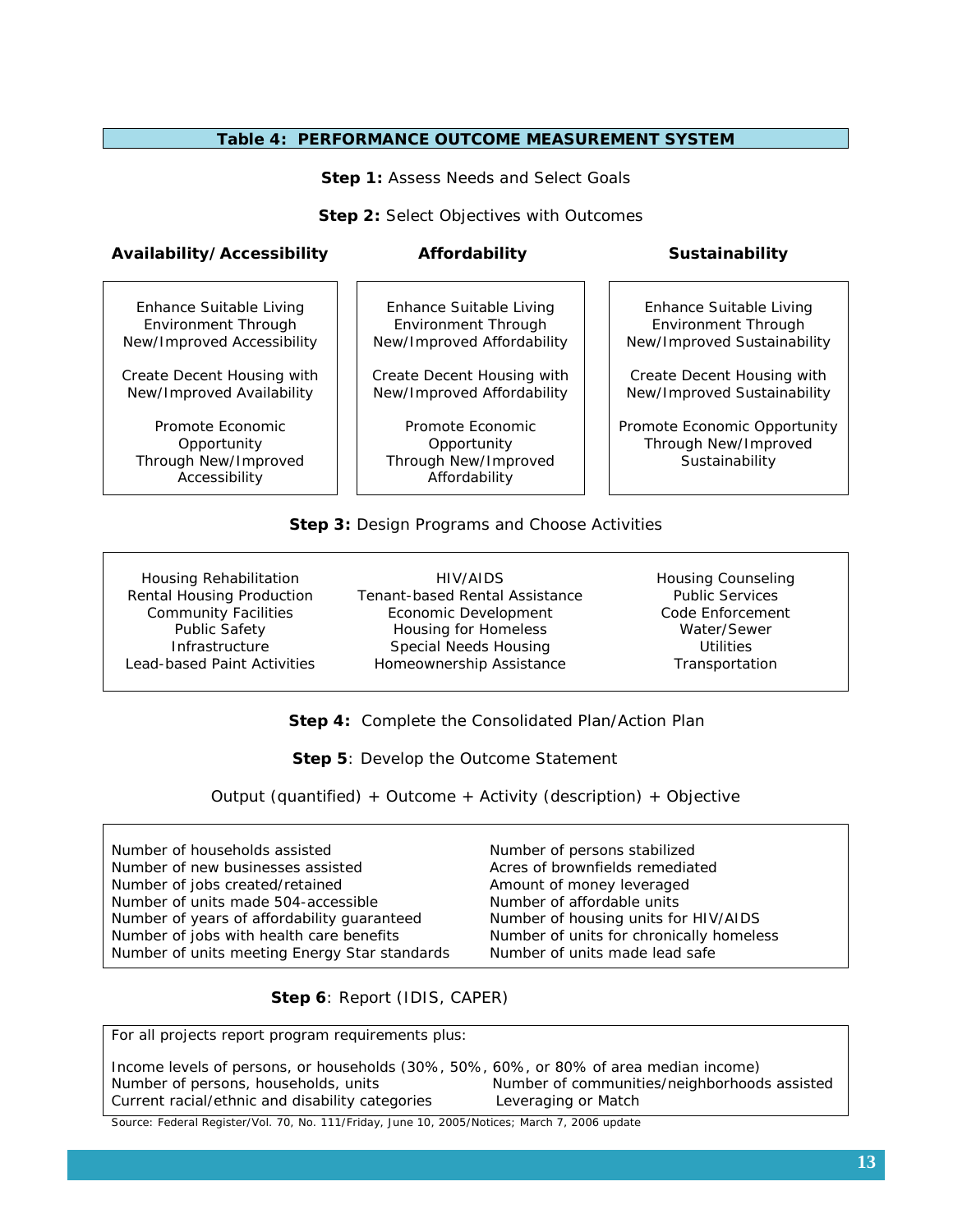## Table 4: PERFORMANCE OUTCOME MEASUREMENT SYSTEM

**Step 1:** Assess Needs and Select Goals

**Step 2:** Select Objectives with Outcomes

| Availability/Accessibility | Affordability | Sustainability |
|---|---|---|
| Enhance Suitable Living Environment Through New/Improved Accessibility | Enhance Suitable Living Environment Through New/Improved Affordability | Enhance Suitable Living Environment Through New/Improved Sustainability |
| Create Decent Housing with New/Improved Availability | Create Decent Housing with New/Improved Affordability | Create Decent Housing with New/Improved Sustainability |
| Promote Economic Opportunity Through New/Improved Accessibility | Promote Economic Opportunity Through New/Improved Affordability | Promote Economic Opportunity Through New/Improved Sustainability |

**Step 3:** Design Programs and Choose Activities

| | | |
|---|---|---|
| Housing Rehabilitation | HIV/AIDS | Housing Counseling |
| Rental Housing Production | Tenant-based Rental Assistance | Public Services |
| Community Facilities | Economic Development | Code Enforcement |
| Public Safety | Housing for Homeless | Water/Sewer |
| Infrastructure | Special Needs Housing | Utilities |
| Lead-based Paint Activities | Homeownership Assistance | Transportation |

**Step 4:** Complete the Consolidated Plan/Action Plan

**Step 5**: Develop the Outcome Statement

Output (quantified) + Outcome + Activity (description) + Objective

| | |
|---|---|
| Number of households assisted | Number of persons stabilized |
| Number of new businesses assisted | Acres of brownfields remediated |
| Number of jobs created/retained | Amount of money leveraged |
| Number of units made 504-accessible | Number of affordable units |
| Number of years of affordability guaranteed | Number of housing units for HIV/AIDS |
| Number of jobs with health care benefits | Number of units for chronically homeless |
| Number of units meeting Energy Star standards | Number of units made lead safe |

**Step 6**: Report (IDIS, CAPER)

For all projects report program requirements plus:

Income levels of persons, or households (30%, 50%, 60%, or 80% of area median income)

| | |
|---|---|
| Number of persons, households, units | Number of communities/neighborhoods assisted |
| Current racial/ethnic and disability categories | Leveraging or Match |

Source: Federal Register/Vol. 70, No. 111/Friday, June 10, 2005/Notices; March 7, 2006 update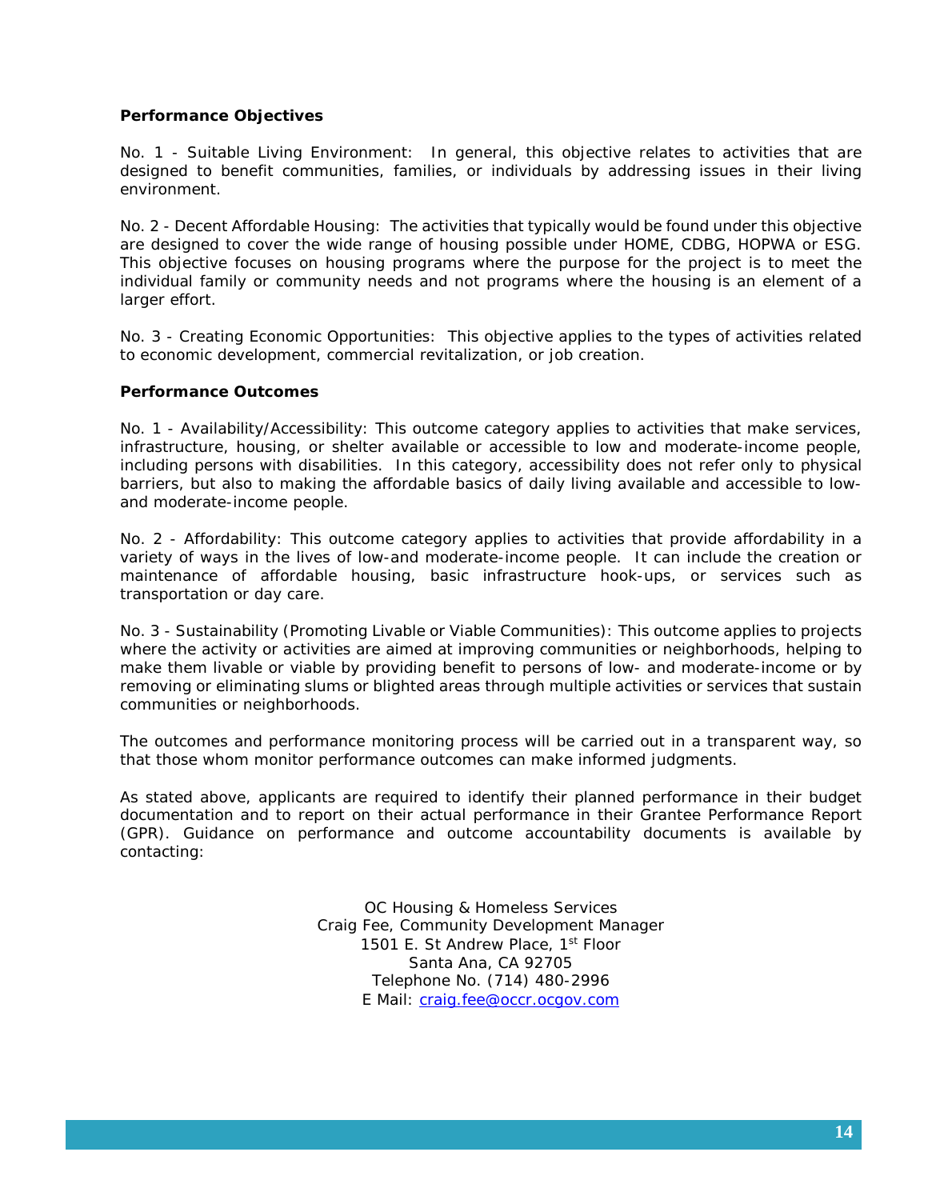**Performance Objectives**

No. 1 - Suitable Living Environment: In general, this objective relates to activities that are designed to benefit communities, families, or individuals by addressing issues in their living environment.

No. 2 - Decent Affordable Housing: The activities that typically would be found under this objective are designed to cover the wide range of housing possible under HOME, CDBG, HOPWA or ESG. This objective focuses on housing programs where the purpose for the project is to meet the individual family or community needs and not programs where the housing is an element of a larger effort.

No. 3 - Creating Economic Opportunities: This objective applies to the types of activities related to economic development, commercial revitalization, or job creation.

**Performance Outcomes**

No. 1 - Availability/Accessibility: This outcome category applies to activities that make services, infrastructure, housing, or shelter available or accessible to low and moderate-income people, including persons with disabilities. In this category, accessibility does not refer only to physical barriers, but also to making the affordable basics of daily living available and accessible to low- and moderate-income people.

No. 2 - Affordability: This outcome category applies to activities that provide affordability in a variety of ways in the lives of low-and moderate-income people. It can include the creation or maintenance of affordable housing, basic infrastructure hook-ups, or services such as transportation or day care.

No. 3 - Sustainability (Promoting Livable or Viable Communities): This outcome applies to projects where the activity or activities are aimed at improving communities or neighborhoods, helping to make them livable or viable by providing benefit to persons of low- and moderate-income or by removing or eliminating slums or blighted areas through multiple activities or services that sustain communities or neighborhoods.

The outcomes and performance monitoring process will be carried out in a transparent way, so that those whom monitor performance outcomes can make informed judgments.

As stated above, applicants are required to identify their planned performance in their budget documentation and to report on their actual performance in their Grantee Performance Report (GPR). Guidance on performance and outcome accountability documents is available by contacting:

OC Housing & Homeless Services
Craig Fee, Community Development Manager
1501 E. St Andrew Place, 1st Floor
Santa Ana, CA 92705
Telephone No. (714) 480-2996
E Mail: craig.fee@occr.ocgov.com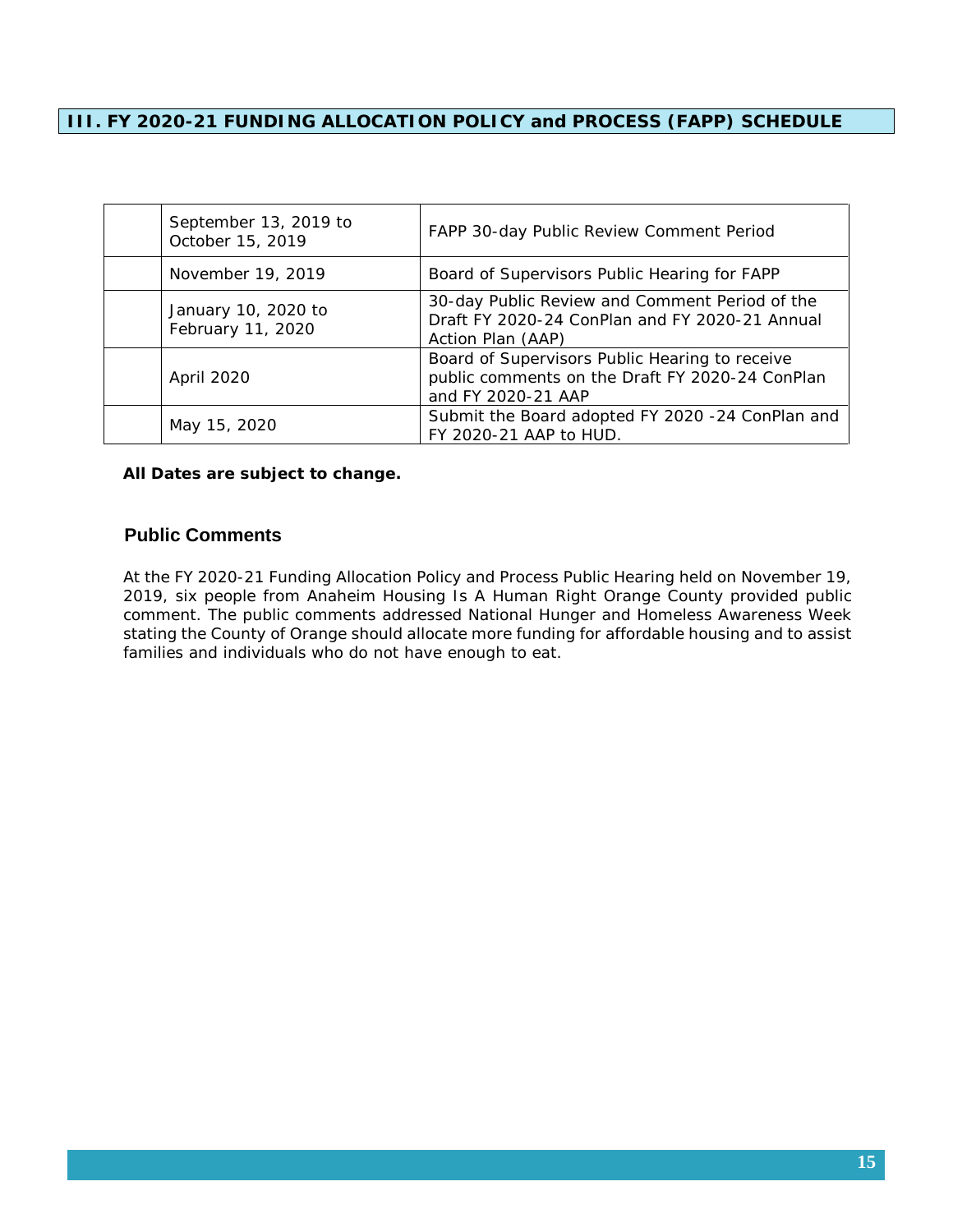## III. FY 2020-21 FUNDING ALLOCATION POLICY and PROCESS (FAPP) SCHEDULE

| | | |
|---|---|---|
| | September 13, 2019 to October 15, 2019 | FAPP 30-day Public Review Comment Period |
| | November 19, 2019 | Board of Supervisors Public Hearing for FAPP |
| | January 10, 2020 to February 11, 2020 | 30-day Public Review and Comment Period of the Draft FY 2020-24 ConPlan and FY 2020-21 Annual Action Plan (AAP) |
| | April 2020 | Board of Supervisors Public Hearing to receive public comments on the Draft FY 2020-24 ConPlan and FY 2020-21 AAP |
| | May 15, 2020 | Submit the Board adopted FY 2020 -24 ConPlan and FY 2020-21 AAP to HUD. |

**All Dates are subject to change.**

### Public Comments

At the FY 2020-21 Funding Allocation Policy and Process Public Hearing held on November 19, 2019, six people from Anaheim Housing Is A Human Right Orange County provided public comment. The public comments addressed National Hunger and Homeless Awareness Week stating the County of Orange should allocate more funding for affordable housing and to assist families and individuals who do not have enough to eat.